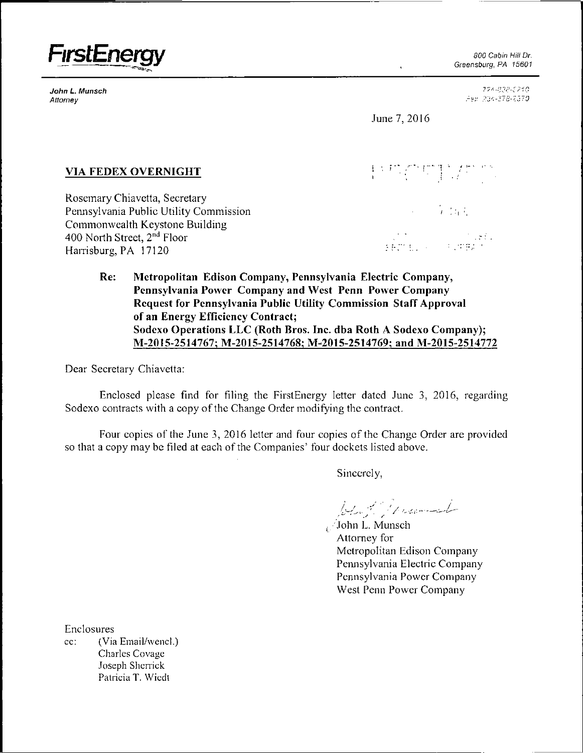**FirstEnergy**

800 Cabin Hill Dr.
Greensburg, PA 15601

*John L. Munsch*
*Attorney*

724-838-6210
Fax 234-678-2370

June 7, 2016

**VIA FEDEX OVERNIGHT**

Rosemary Chiavetta, Secretary
Pennsylvania Public Utility Commission
Commonwealth Keystone Building
400 North Street, 2nd Floor
Harrisburg, PA 17120

**Re: Metropolitan Edison Company, Pennsylvania Electric Company, Pennsylvania Power Company and West Penn Power Company Request for Pennsylvania Public Utility Commission Staff Approval of an Energy Efficiency Contract; Sodexo Operations LLC (Roth Bros. Inc. dba Roth A Sodexo Company); M-2015-2514767; M-2015-2514768; M-2015-2514769; and M-2015-2514772**

Dear Secretary Chiavetta:

Enclosed please find for filing the FirstEnergy letter dated June 3, 2016, regarding Sodexo contracts with a copy of the Change Order modifying the contract.

Four copies of the June 3, 2016 letter and four copies of the Change Order are provided so that a copy may be filed at each of the Companies' four dockets listed above.

Sincerely,

John L. Munsch
Attorney for
Metropolitan Edison Company
Pennsylvania Electric Company
Pennsylvania Power Company
West Penn Power Company

Enclosures
cc: (Via Email/wencl.)
Charles Covage
Joseph Sherrick
Patricia T. Wiedt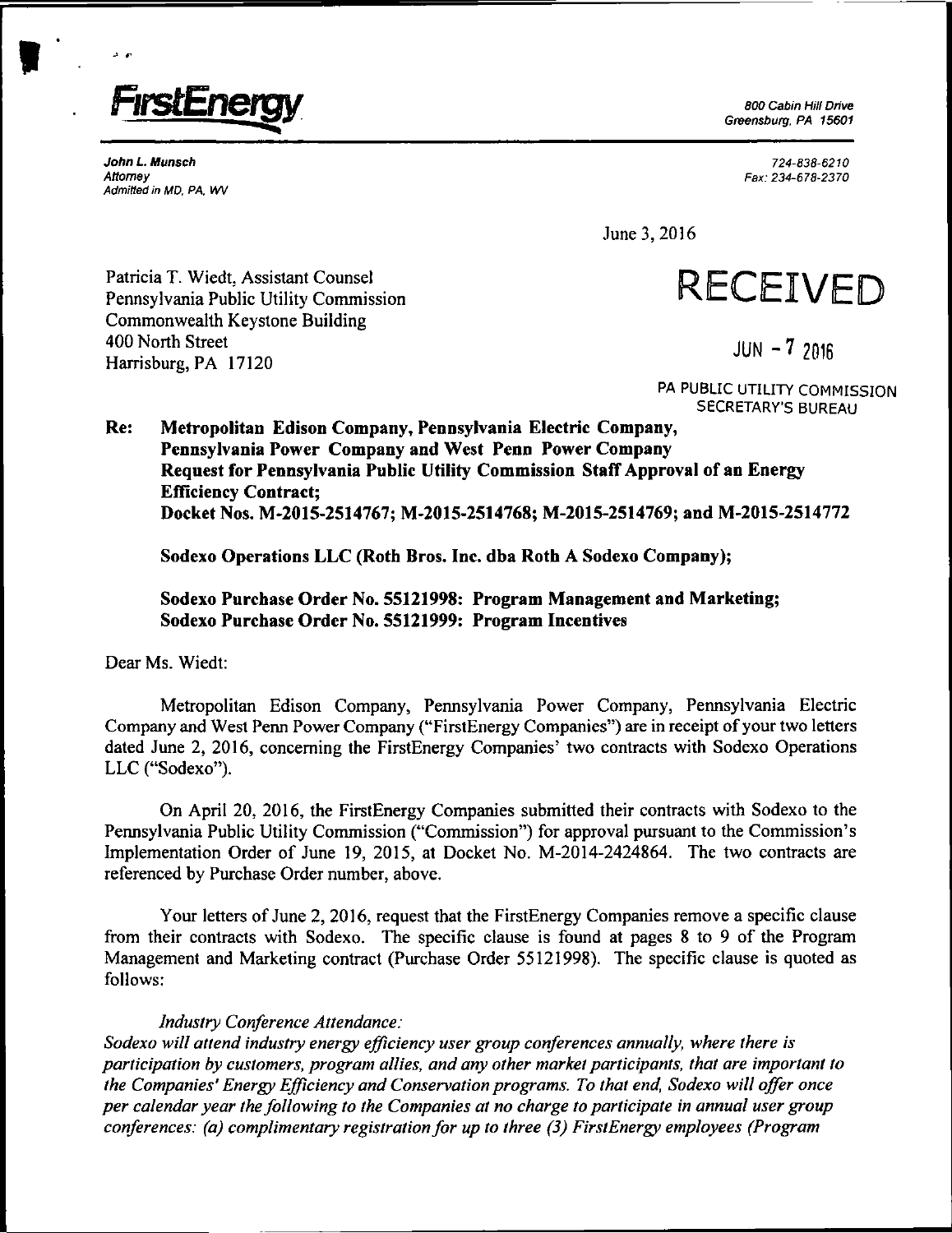**FirstEnergy**

800 Cabin Hill Drive
Greensburg, PA 15601

*John L. Munsch*
*Attorney*
*Admitted in MD, PA, WV*

724-838-6210
Fax: 234-678-2370

June 3, 2016

Patricia T. Wiedt, Assistant Counsel
Pennsylvania Public Utility Commission
Commonwealth Keystone Building
400 North Street
Harrisburg, PA 17120

RECEIVED

JUN - 7 2016

PA PUBLIC UTILITY COMMISSION
SECRETARY'S BUREAU

**Re: Metropolitan Edison Company, Pennsylvania Electric Company, Pennsylvania Power Company and West Penn Power Company Request for Pennsylvania Public Utility Commission Staff Approval of an Energy Efficiency Contract; Docket Nos. M-2015-2514767; M-2015-2514768; M-2015-2514769; and M-2015-2514772**

**Sodexo Operations LLC (Roth Bros. Inc. dba Roth A Sodexo Company);**

**Sodexo Purchase Order No. 55121998: Program Management and Marketing;**
**Sodexo Purchase Order No. 55121999: Program Incentives**

Dear Ms. Wiedt:

Metropolitan Edison Company, Pennsylvania Power Company, Pennsylvania Electric Company and West Penn Power Company ("FirstEnergy Companies") are in receipt of your two letters dated June 2, 2016, concerning the FirstEnergy Companies' two contracts with Sodexo Operations LLC ("Sodexo").

On April 20, 2016, the FirstEnergy Companies submitted their contracts with Sodexo to the Pennsylvania Public Utility Commission ("Commission") for approval pursuant to the Commission's Implementation Order of June 19, 2015, at Docket No. M-2014-2424864. The two contracts are referenced by Purchase Order number, above.

Your letters of June 2, 2016, request that the FirstEnergy Companies remove a specific clause from their contracts with Sodexo. The specific clause is found at pages 8 to 9 of the Program Management and Marketing contract (Purchase Order 55121998). The specific clause is quoted as follows:

*Industry Conference Attendance:*
*Sodexo will attend industry energy efficiency user group conferences annually, where there is participation by customers, program allies, and any other market participants, that are important to the Companies' Energy Efficiency and Conservation programs. To that end, Sodexo will offer once per calendar year the following to the Companies at no charge to participate in annual user group conferences: (a) complimentary registration for up to three (3) FirstEnergy employees (Program*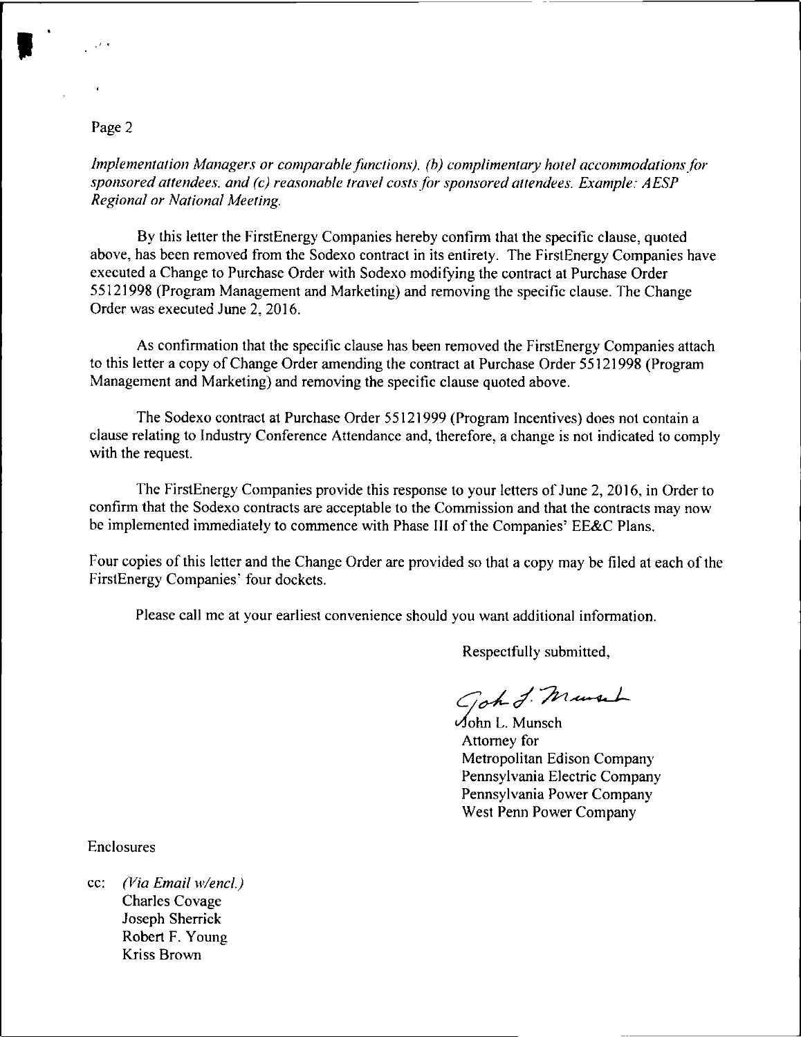*Implementation Managers or comparable functions), (b) complimentary hotel accommodations for sponsored attendees, and (c) reasonable travel costs for sponsored attendees. Example: AESP Regional or National Meeting.*

By this letter the FirstEnergy Companies hereby confirm that the specific clause, quoted above, has been removed from the Sodexo contract in its entirety. The FirstEnergy Companies have executed a Change to Purchase Order with Sodexo modifying the contract at Purchase Order 55121998 (Program Management and Marketing) and removing the specific clause. The Change Order was executed June 2, 2016.

As confirmation that the specific clause has been removed the FirstEnergy Companies attach to this letter a copy of Change Order amending the contract at Purchase Order 55121998 (Program Management and Marketing) and removing the specific clause quoted above.

The Sodexo contract at Purchase Order 55121999 (Program Incentives) does not contain a clause relating to Industry Conference Attendance and, therefore, a change is not indicated to comply with the request.

The FirstEnergy Companies provide this response to your letters of June 2, 2016, in Order to confirm that the Sodexo contracts are acceptable to the Commission and that the contracts may now be implemented immediately to commence with Phase III of the Companies' EE&C Plans.

Four copies of this letter and the Change Order are provided so that a copy may be filed at each of the FirstEnergy Companies' four dockets.

Please call me at your earliest convenience should you want additional information.

Respectfully submitted,

John L. Munsch
Attorney for
Metropolitan Edison Company
Pennsylvania Electric Company
Pennsylvania Power Company
West Penn Power Company

Enclosures

cc: *(Via Email w/encl.)*
Charles Covage
Joseph Sherrick
Robert F. Young
Kriss Brown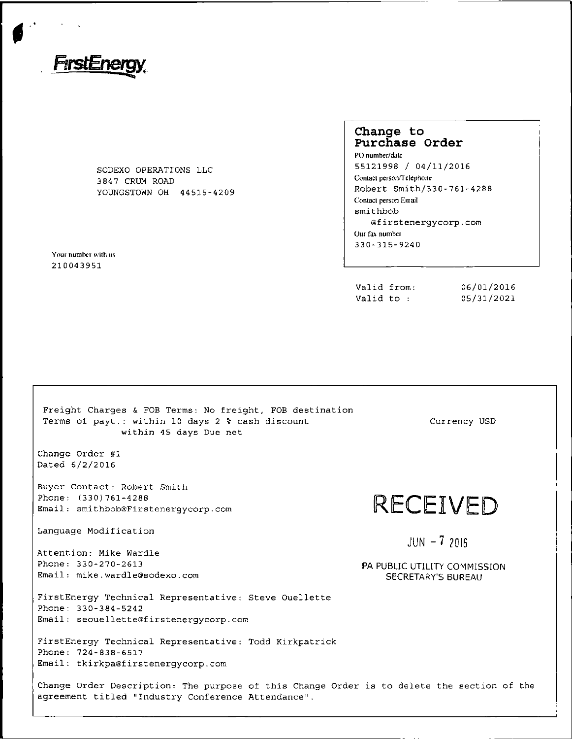FirstEnergy

SODEXO OPERATIONS LLC
3847 CRUM ROAD
YOUNGSTOWN OH 44515-4209

Your number with us
210043951

## Change to Purchase Order

PO number/date
55121998 / 04/11/2016
Contact person/Telephone
Robert Smith/330-761-4288
Contact person Email
smithbob
@firstenergycorp.com
Our fax number
330-315-9240

Valid from: 06/01/2016
Valid to : 05/31/2021

Freight Charges & FOB Terms: No freight, FOB destination
Terms of payt.: within 10 days 2 % cash discount
within 45 days Due net

Currency USD

Change Order #1
Dated 6/2/2016

Buyer Contact: Robert Smith
Phone: (330)761-4288
Email: smithbob@Firstenergycorp.com

Language Modification

Attention: Mike Wardle
Phone: 330-270-2613
Email: mike.wardle@sodexo.com

FirstEnergy Technical Representative: Steve Ouellette
Phone: 330-384-5242
Email: seouellette@firstenergycorp.com

FirstEnergy Technical Representative: Todd Kirkpatrick
Phone: 724-838-6517
Email: tkirkpa@firstenergycorp.com

Change Order Description: The purpose of this Change Order is to delete the section of the agreement titled "Industry Conference Attendance".

RECEIVED

JUN - 7 2016

PA PUBLIC UTILITY COMMISSION
SECRETARY'S BUREAU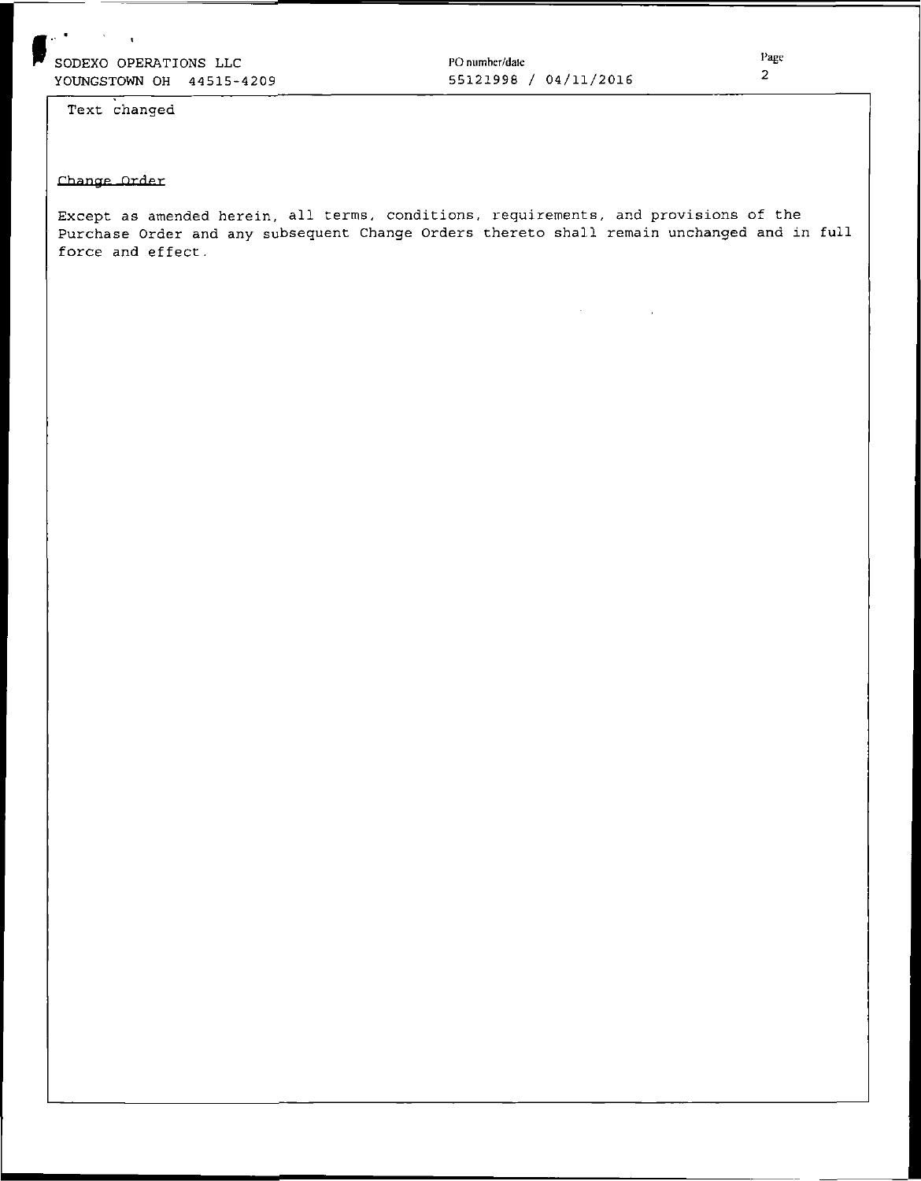SODEXO OPERATIONS LLC
YOUNGSTOWN OH 44515-4209

PO number/date
55121998 / 04/11/2016

Text changed

Change Order

Except as amended herein, all terms, conditions, requirements, and provisions of the Purchase Order and any subsequent Change Orders thereto shall remain unchanged and in full force and effect.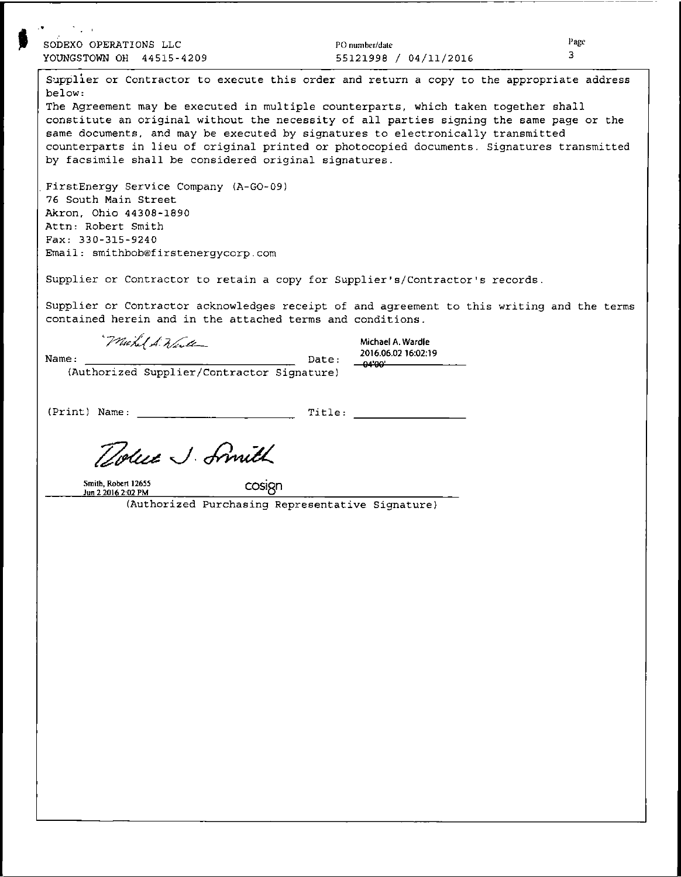SODEXO OPERATIONS LLC
YOUNGSTOWN OH 44515-4209

PO number/date
55121998 / 04/11/2016

Supplier or Contractor to execute this order and return a copy to the appropriate address below:
The Agreement may be executed in multiple counterparts, which taken together shall constitute an original without the necessity of all parties signing the same page or the same documents, and may be executed by signatures to electronically transmitted counterparts in lieu of original printed or photocopied documents. Signatures transmitted by facsimile shall be considered original signatures.

FirstEnergy Service Company (A-GO-09)
76 South Main Street
Akron, Ohio 44308-1890
Attn: Robert Smith
Fax: 330-315-9240
Email: smithbob@firstenergycorp.com

Supplier or Contractor to retain a copy for Supplier's/Contractor's records.

Supplier or Contractor acknowledges receipt of and agreement to this writing and the terms contained herein and in the attached terms and conditions.

Name: Michael A. Wardle Date: Michael A. Wardle 2016.06.02 16:02:19 -04'00'
(Authorized Supplier/Contractor Signature)

(Print) Name: ____________________ Title: ________________

Robert J. Smith
Smith, Robert 12655
Jun 2 2016 2:02 PM
cosign
(Authorized Purchasing Representative Signature)